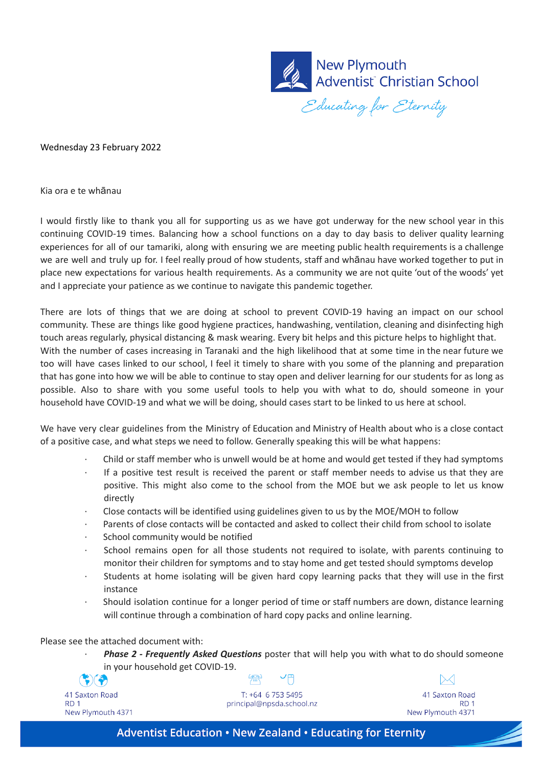New Plymouth Adventist Christian School

*Educating for Eternity*

Wednesday 23 February 2022

Kia ora e te whānau

I would firstly like to thank you all for supporting us as we have got underway for the new school year in this continuing COVID-19 times. Balancing how a school functions on a day to day basis to deliver quality learning experiences for all of our tamariki, along with ensuring we are meeting public health requirements is a challenge we are well and truly up for. I feel really proud of how students, staff and whānau have worked together to put in place new expectations for various health requirements. As a community we are not quite 'out of the woods' yet and I appreciate your patience as we continue to navigate this pandemic together.

There are lots of things that we are doing at school to prevent COVID-19 having an impact on our school community. These are things like good hygiene practices, handwashing, ventilation, cleaning and disinfecting high touch areas regularly, physical distancing & mask wearing. Every bit helps and this picture helps to highlight that. With the number of cases increasing in Taranaki and the high likelihood that at some time in the near future we too will have cases linked to our school, I feel it timely to share with you some of the planning and preparation that has gone into how we will be able to continue to stay open and deliver learning for our students for as long as possible. Also to share with you some useful tools to help you with what to do, should someone in your household have COVID-19 and what we will be doing, should cases start to be linked to us here at school.

We have very clear guidelines from the Ministry of Education and Ministry of Health about who is a close contact of a positive case, and what steps we need to follow. Generally speaking this will be what happens:

- Child or staff member who is unwell would be at home and would get tested if they had symptoms
- If a positive test result is received the parent or staff member needs to advise us that they are positive. This might also come to the school from the MOE but we ask people to let us know directly
- Close contacts will be identified using guidelines given to us by the MOE/MOH to follow
- Parents of close contacts will be contacted and asked to collect their child from school to isolate
- School community would be notified
- School remains open for all those students not required to isolate, with parents continuing to monitor their children for symptoms and to stay home and get tested should symptoms develop
- Students at home isolating will be given hard copy learning packs that they will use in the first instance
- Should isolation continue for a longer period of time or staff numbers are down, distance learning will continue through a combination of hard copy packs and online learning.

Please see the attached document with:

- ***Phase 2 - Frequently Asked Questions*** poster that will help you with what to do should someone in your household get COVID-19.

41 Saxton Road
RD 1
New Plymouth 4371

T: +64 6 753 5495
principal@npsda.school.nz

41 Saxton Road
RD 1
New Plymouth 4371

Adventist Education • New Zealand • Educating for Eternity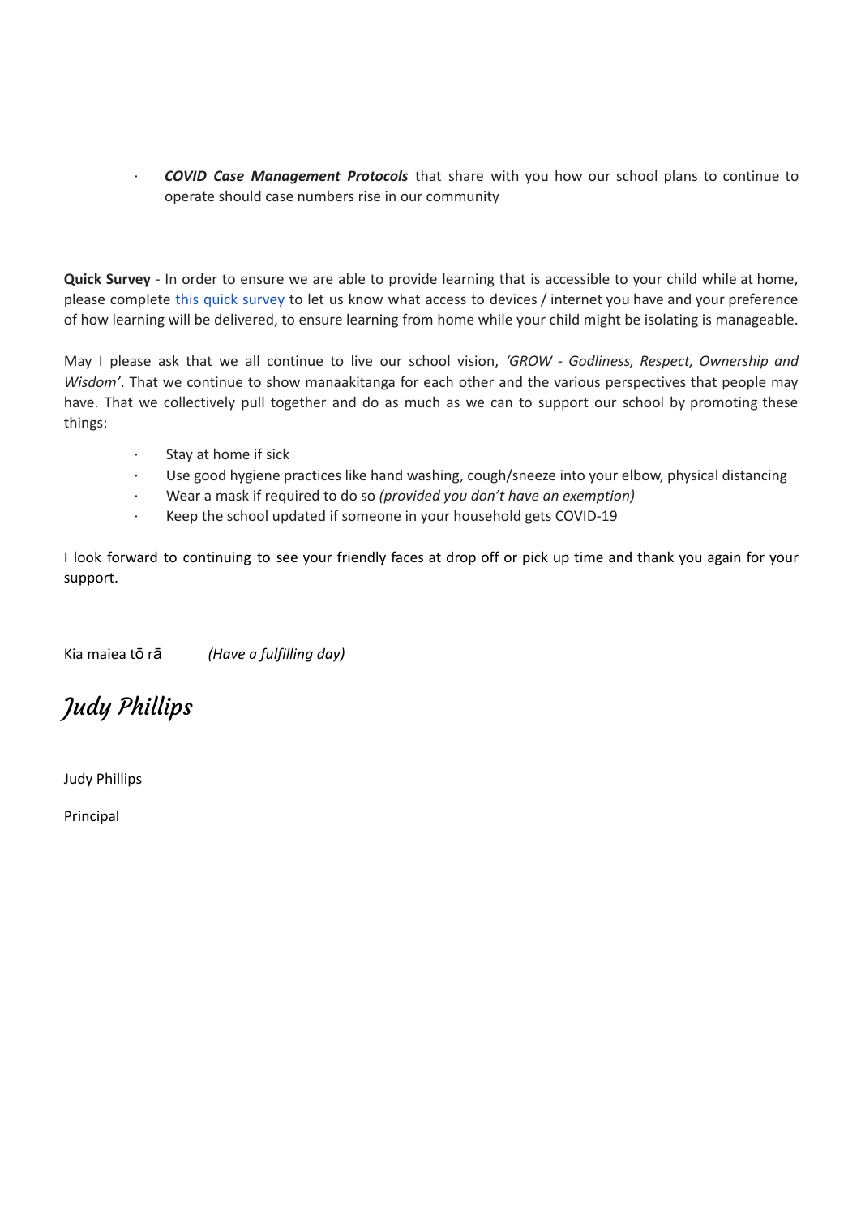- ***COVID Case Management Protocols*** that share with you how our school plans to continue to operate should case numbers rise in our community

**Quick Survey** - In order to ensure we are able to provide learning that is accessible to your child while at home, please complete this quick survey to let us know what access to devices / internet you have and your preference of how learning will be delivered, to ensure learning from home while your child might be isolating is manageable.

May I please ask that we all continue to live our school vision, *'GROW - Godliness, Respect, Ownership and Wisdom'*. That we continue to show manaakitanga for each other and the various perspectives that people may have. That we collectively pull together and do as much as we can to support our school by promoting these things:

- Stay at home if sick
- Use good hygiene practices like hand washing, cough/sneeze into your elbow, physical distancing
- Wear a mask if required to do so *(provided you don't have an exemption)*
- Keep the school updated if someone in your household gets COVID-19

I look forward to continuing to see your friendly faces at drop off or pick up time and thank you again for your support.

Kia maiea tō rā *(Have a fulfilling day)*

*Judy Phillips*

Judy Phillips

Principal